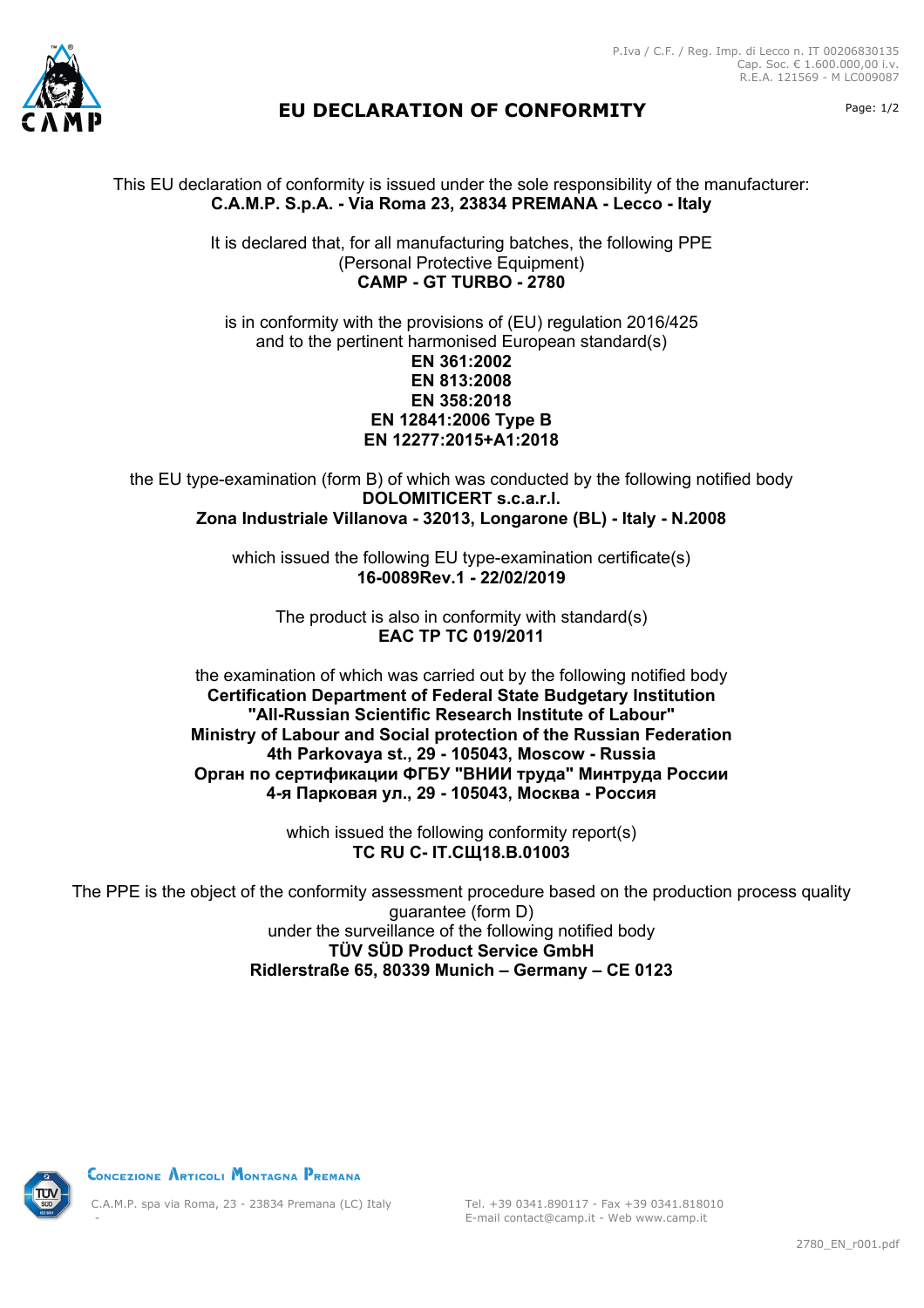# EU DECLARATION OF CONFORMITY

P.Iva / C.F. / Reg. Imp. di Lecco n. IT 00206830135
Cap. Soc. € 1.600.000,00 i.v.
R.E.A. 121569 - M LC009087

This EU declaration of conformity is issued under the sole responsibility of the manufacturer:
**C.A.M.P. S.p.A. - Via Roma 23, 23834 PREMANA - Lecco - Italy**

It is declared that, for all manufacturing batches, the following PPE
(Personal Protective Equipment)
**CAMP - GT TURBO - 2780**

is in conformity with the provisions of (EU) regulation 2016/425
and to the pertinent harmonised European standard(s)
**EN 361:2002**
**EN 813:2008**
**EN 358:2018**
**EN 12841:2006 Type B**
**EN 12277:2015+A1:2018**

the EU type-examination (form B) of which was conducted by the following notified body
**DOLOMITICERT s.c.a.r.l.**
**Zona Industriale Villanova - 32013, Longarone (BL) - Italy - N.2008**

which issued the following EU type-examination certificate(s)
**16-0089Rev.1 - 22/02/2019**

The product is also in conformity with standard(s)
**EAC TP TC 019/2011**

the examination of which was carried out by the following notified body
**Certification Department of Federal State Budgetary Institution**
**"All-Russian Scientific Research Institute of Labour"**
**Ministry of Labour and Social protection of the Russian Federation**
**4th Parkovaya st., 29 - 105043, Moscow - Russia**
**Орган по сертификации ФГБУ "ВНИИ труда" Минтруда России**
**4-я Парковая ул., 29 - 105043, Москва - Россия**

which issued the following conformity report(s)
**TC RU C- IT.СЩ18.B.01003**

The PPE is the object of the conformity assessment procedure based on the production process quality guarantee (form D)
under the surveillance of the following notified body
**TÜV SÜD Product Service GmbH**
**Ridlerstraße 65, 80339 Munich – Germany – CE 0123**

CONCEZIONE ARTICOLI MONTAGNA PREMANA

C.A.M.P. spa via Roma, 23 - 23834 Premana (LC) Italy

Tel. +39 0341.890117 - Fax +39 0341.818010
E-mail contact@camp.it - Web www.camp.it

2780_EN_r001.pdf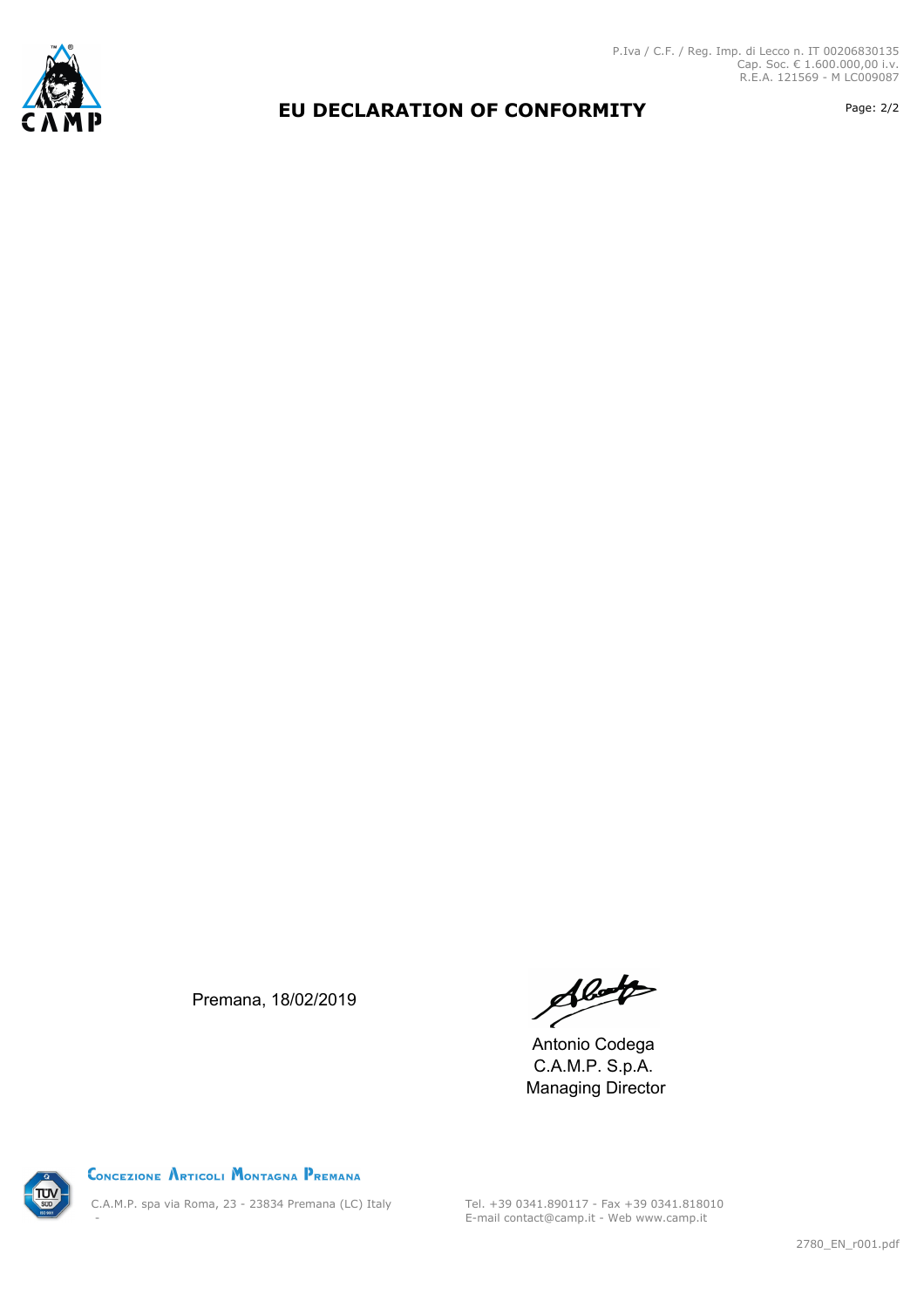Premana, 18/02/2019

Antonio Codega
C.A.M.P. S.p.A.
Managing Director